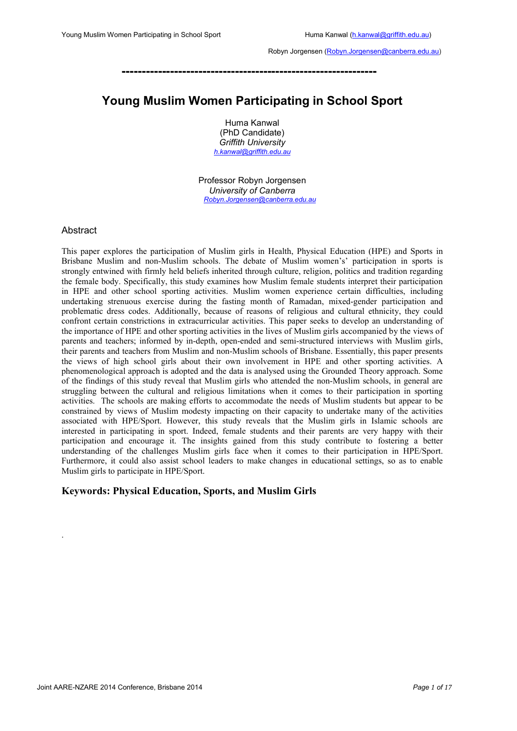# Young Muslim Women Participating in School Sport

Huma Kanwal
(PhD Candidate)
*Griffith University*
*h.kanwal@griffith.edu.au*

Professor Robyn Jorgensen
*University of Canberra*
*Robyn.Jorgensen@canberra.edu.au*

## Abstract

This paper explores the participation of Muslim girls in Health, Physical Education (HPE) and Sports in Brisbane Muslim and non-Muslim schools. The debate of Muslim women's' participation in sports is strongly entwined with firmly held beliefs inherited through culture, religion, politics and tradition regarding the female body. Specifically, this study examines how Muslim female students interpret their participation in HPE and other school sporting activities. Muslim women experience certain difficulties, including undertaking strenuous exercise during the fasting month of Ramadan, mixed-gender participation and problematic dress codes. Additionally, because of reasons of religious and cultural ethnicity, they could confront certain constrictions in extracurricular activities. This paper seeks to develop an understanding of the importance of HPE and other sporting activities in the lives of Muslim girls accompanied by the views of parents and teachers; informed by in-depth, open-ended and semi-structured interviews with Muslim girls, their parents and teachers from Muslim and non-Muslim schools of Brisbane. Essentially, this paper presents the views of high school girls about their own involvement in HPE and other sporting activities. A phenomenological approach is adopted and the data is analysed using the Grounded Theory approach. Some of the findings of this study reveal that Muslim girls who attended the non-Muslim schools, in general are struggling between the cultural and religious limitations when it comes to their participation in sporting activities. The schools are making efforts to accommodate the needs of Muslim students but appear to be constrained by views of Muslim modesty impacting on their capacity to undertake many of the activities associated with HPE/Sport. However, this study reveals that the Muslim girls in Islamic schools are interested in participating in sport. Indeed, female students and their parents are very happy with their participation and encourage it. The insights gained from this study contribute to fostering a better understanding of the challenges Muslim girls face when it comes to their participation in HPE/Sport. Furthermore, it could also assist school leaders to make changes in educational settings, so as to enable Muslim girls to participate in HPE/Sport.

**Keywords: Physical Education, Sports, and Muslim Girls**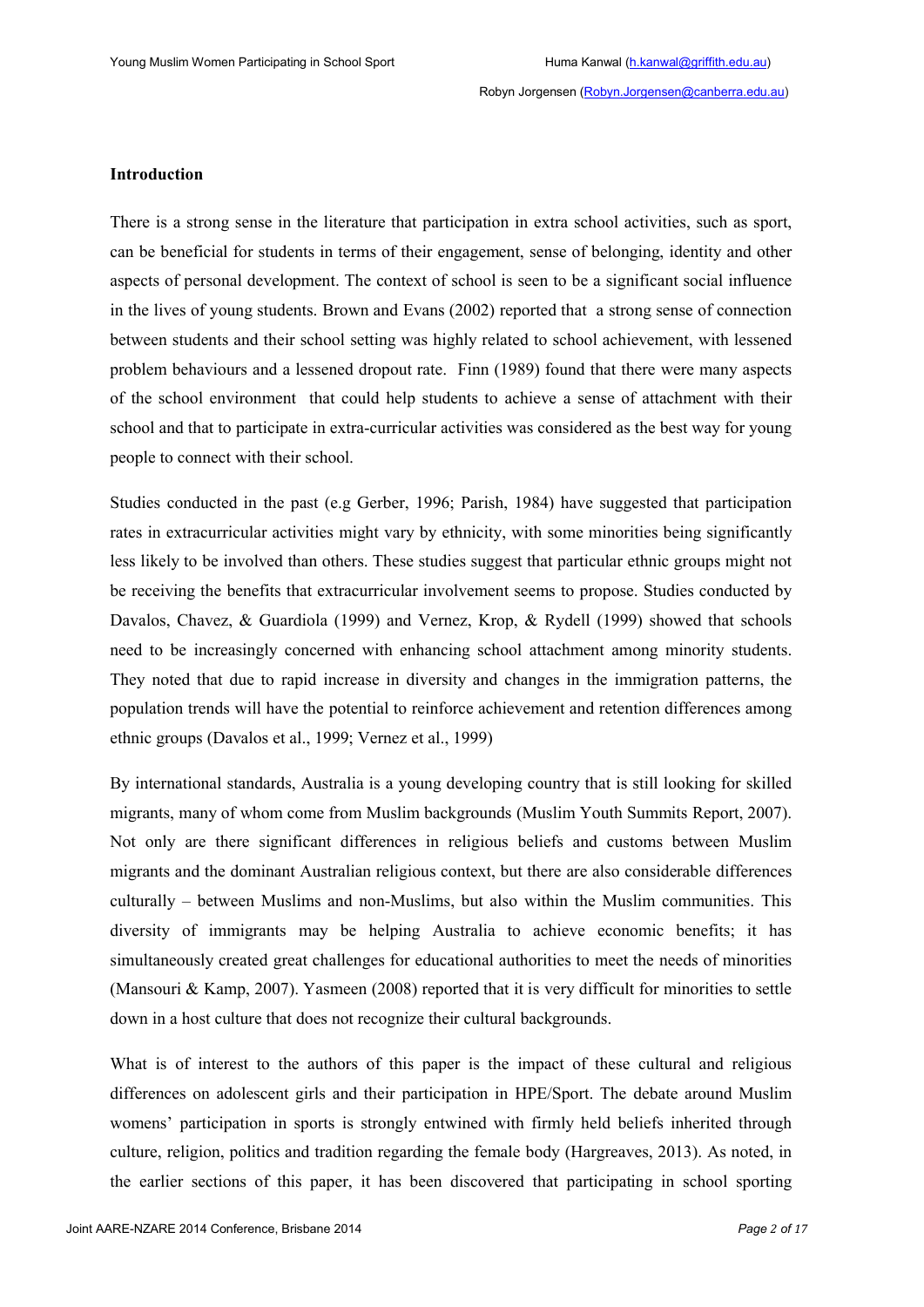## Introduction

There is a strong sense in the literature that participation in extra school activities, such as sport, can be beneficial for students in terms of their engagement, sense of belonging, identity and other aspects of personal development. The context of school is seen to be a significant social influence in the lives of young students. Brown and Evans (2002) reported that a strong sense of connection between students and their school setting was highly related to school achievement, with lessened problem behaviours and a lessened dropout rate. Finn (1989) found that there were many aspects of the school environment that could help students to achieve a sense of attachment with their school and that to participate in extra-curricular activities was considered as the best way for young people to connect with their school.

Studies conducted in the past (e.g Gerber, 1996; Parish, 1984) have suggested that participation rates in extracurricular activities might vary by ethnicity, with some minorities being significantly less likely to be involved than others. These studies suggest that particular ethnic groups might not be receiving the benefits that extracurricular involvement seems to propose. Studies conducted by Davalos, Chavez, & Guardiola (1999) and Vernez, Krop, & Rydell (1999) showed that schools need to be increasingly concerned with enhancing school attachment among minority students. They noted that due to rapid increase in diversity and changes in the immigration patterns, the population trends will have the potential to reinforce achievement and retention differences among ethnic groups (Davalos et al., 1999; Vernez et al., 1999)

By international standards, Australia is a young developing country that is still looking for skilled migrants, many of whom come from Muslim backgrounds (Muslim Youth Summits Report, 2007). Not only are there significant differences in religious beliefs and customs between Muslim migrants and the dominant Australian religious context, but there are also considerable differences culturally – between Muslims and non-Muslims, but also within the Muslim communities. This diversity of immigrants may be helping Australia to achieve economic benefits; it has simultaneously created great challenges for educational authorities to meet the needs of minorities (Mansouri & Kamp, 2007). Yasmeen (2008) reported that it is very difficult for minorities to settle down in a host culture that does not recognize their cultural backgrounds.

What is of interest to the authors of this paper is the impact of these cultural and religious differences on adolescent girls and their participation in HPE/Sport. The debate around Muslim womens' participation in sports is strongly entwined with firmly held beliefs inherited through culture, religion, politics and tradition regarding the female body (Hargreaves, 2013). As noted, in the earlier sections of this paper, it has been discovered that participating in school sporting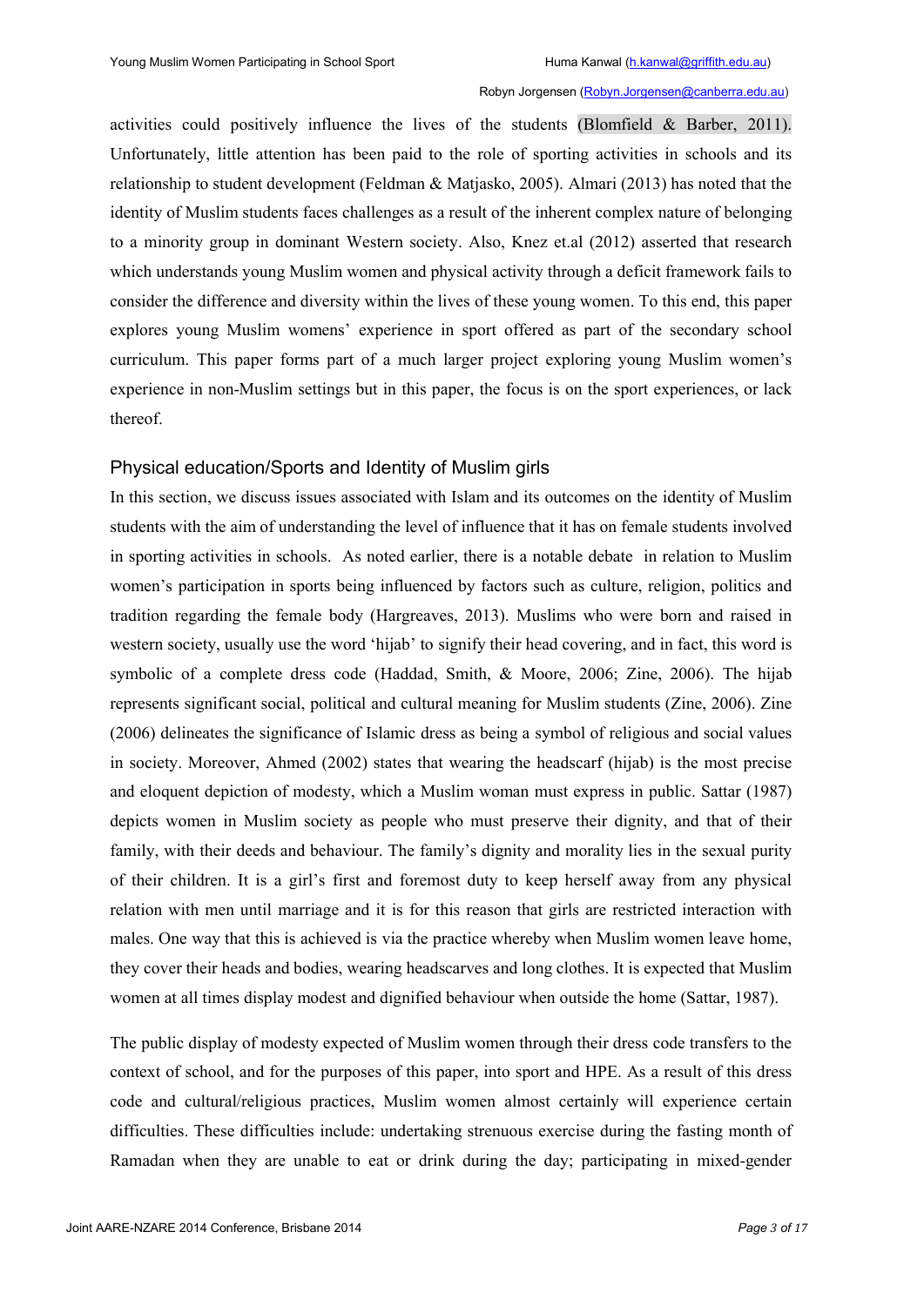activities could positively influence the lives of the students (Blomfield & Barber, 2011). Unfortunately, little attention has been paid to the role of sporting activities in schools and its relationship to student development (Feldman & Matjasko, 2005). Almari (2013) has noted that the identity of Muslim students faces challenges as a result of the inherent complex nature of belonging to a minority group in dominant Western society. Also, Knez et.al (2012) asserted that research which understands young Muslim women and physical activity through a deficit framework fails to consider the difference and diversity within the lives of these young women. To this end, this paper explores young Muslim womens' experience in sport offered as part of the secondary school curriculum. This paper forms part of a much larger project exploring young Muslim women's experience in non-Muslim settings but in this paper, the focus is on the sport experiences, or lack thereof.

## Physical education/Sports and Identity of Muslim girls

In this section, we discuss issues associated with Islam and its outcomes on the identity of Muslim students with the aim of understanding the level of influence that it has on female students involved in sporting activities in schools. As noted earlier, there is a notable debate in relation to Muslim women's participation in sports being influenced by factors such as culture, religion, politics and tradition regarding the female body (Hargreaves, 2013). Muslims who were born and raised in western society, usually use the word 'hijab' to signify their head covering, and in fact, this word is symbolic of a complete dress code (Haddad, Smith, & Moore, 2006; Zine, 2006). The hijab represents significant social, political and cultural meaning for Muslim students (Zine, 2006). Zine (2006) delineates the significance of Islamic dress as being a symbol of religious and social values in society. Moreover, Ahmed (2002) states that wearing the headscarf (hijab) is the most precise and eloquent depiction of modesty, which a Muslim woman must express in public. Sattar (1987) depicts women in Muslim society as people who must preserve their dignity, and that of their family, with their deeds and behaviour. The family's dignity and morality lies in the sexual purity of their children. It is a girl's first and foremost duty to keep herself away from any physical relation with men until marriage and it is for this reason that girls are restricted interaction with males. One way that this is achieved is via the practice whereby when Muslim women leave home, they cover their heads and bodies, wearing headscarves and long clothes. It is expected that Muslim women at all times display modest and dignified behaviour when outside the home (Sattar, 1987).

The public display of modesty expected of Muslim women through their dress code transfers to the context of school, and for the purposes of this paper, into sport and HPE. As a result of this dress code and cultural/religious practices, Muslim women almost certainly will experience certain difficulties. These difficulties include: undertaking strenuous exercise during the fasting month of Ramadan when they are unable to eat or drink during the day; participating in mixed-gender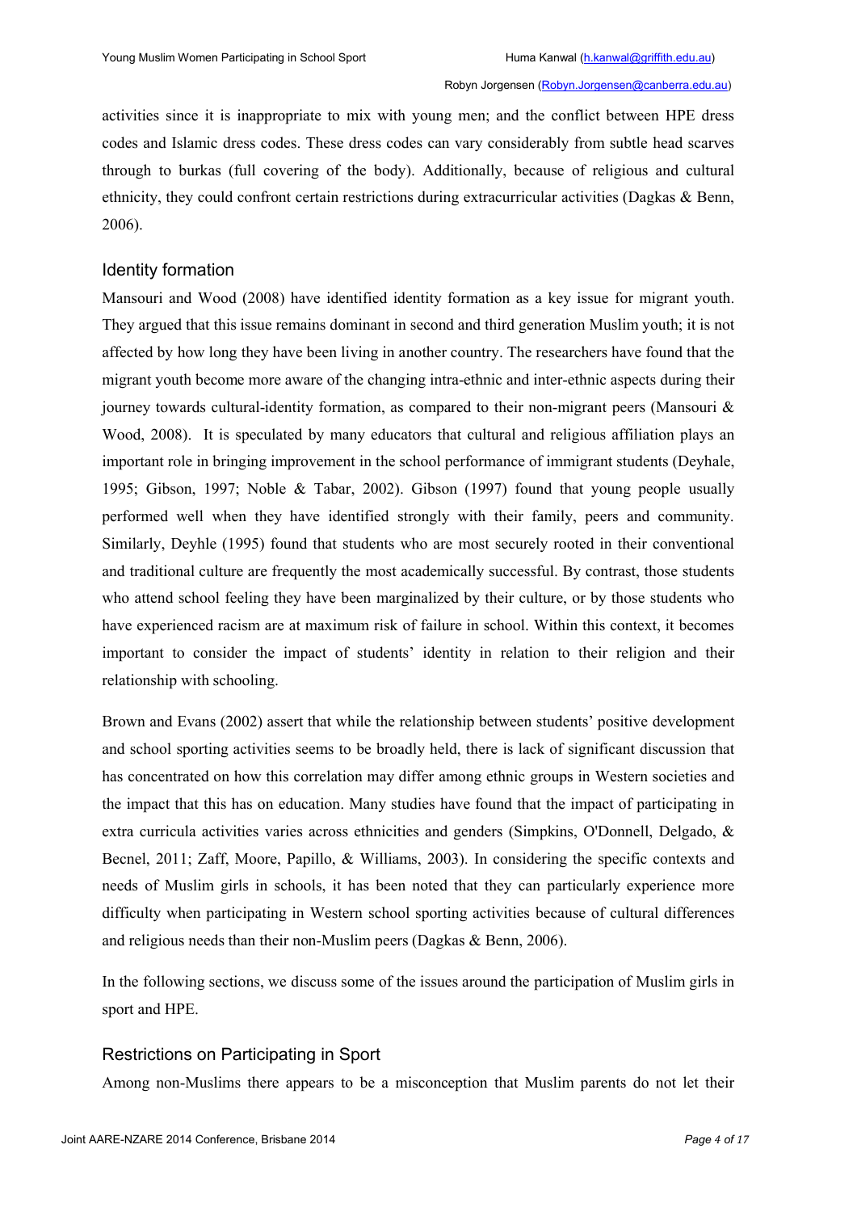activities since it is inappropriate to mix with young men; and the conflict between HPE dress codes and Islamic dress codes. These dress codes can vary considerably from subtle head scarves through to burkas (full covering of the body). Additionally, because of religious and cultural ethnicity, they could confront certain restrictions during extracurricular activities (Dagkas & Benn, 2006).

## Identity formation

Mansouri and Wood (2008) have identified identity formation as a key issue for migrant youth. They argued that this issue remains dominant in second and third generation Muslim youth; it is not affected by how long they have been living in another country. The researchers have found that the migrant youth become more aware of the changing intra-ethnic and inter-ethnic aspects during their journey towards cultural-identity formation, as compared to their non-migrant peers (Mansouri & Wood, 2008). It is speculated by many educators that cultural and religious affiliation plays an important role in bringing improvement in the school performance of immigrant students (Deyhale, 1995; Gibson, 1997; Noble & Tabar, 2002). Gibson (1997) found that young people usually performed well when they have identified strongly with their family, peers and community. Similarly, Deyhle (1995) found that students who are most securely rooted in their conventional and traditional culture are frequently the most academically successful. By contrast, those students who attend school feeling they have been marginalized by their culture, or by those students who have experienced racism are at maximum risk of failure in school. Within this context, it becomes important to consider the impact of students' identity in relation to their religion and their relationship with schooling.

Brown and Evans (2002) assert that while the relationship between students' positive development and school sporting activities seems to be broadly held, there is lack of significant discussion that has concentrated on how this correlation may differ among ethnic groups in Western societies and the impact that this has on education. Many studies have found that the impact of participating in extra curricula activities varies across ethnicities and genders (Simpkins, O'Donnell, Delgado, & Becnel, 2011; Zaff, Moore, Papillo, & Williams, 2003). In considering the specific contexts and needs of Muslim girls in schools, it has been noted that they can particularly experience more difficulty when participating in Western school sporting activities because of cultural differences and religious needs than their non-Muslim peers (Dagkas & Benn, 2006).

In the following sections, we discuss some of the issues around the participation of Muslim girls in sport and HPE.

## Restrictions on Participating in Sport

Among non-Muslims there appears to be a misconception that Muslim parents do not let their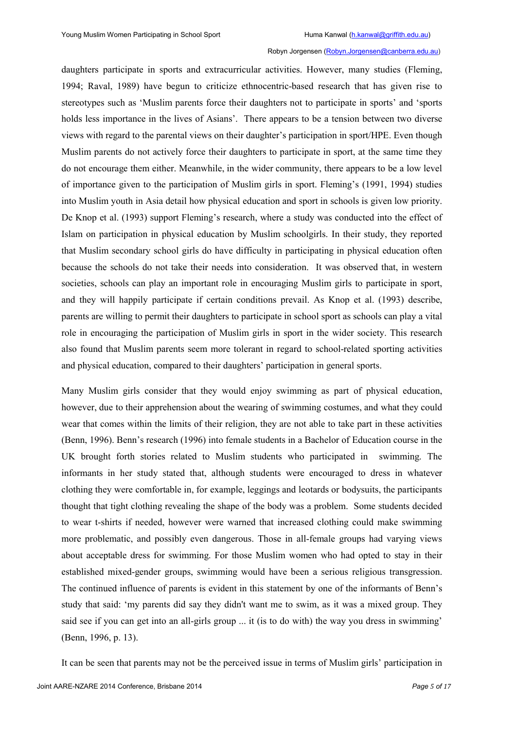daughters participate in sports and extracurricular activities. However, many studies (Fleming, 1994; Raval, 1989) have begun to criticize ethnocentric-based research that has given rise to stereotypes such as 'Muslim parents force their daughters not to participate in sports' and 'sports holds less importance in the lives of Asians'. There appears to be a tension between two diverse views with regard to the parental views on their daughter's participation in sport/HPE. Even though Muslim parents do not actively force their daughters to participate in sport, at the same time they do not encourage them either. Meanwhile, in the wider community, there appears to be a low level of importance given to the participation of Muslim girls in sport. Fleming's (1991, 1994) studies into Muslim youth in Asia detail how physical education and sport in schools is given low priority. De Knop et al. (1993) support Fleming's research, where a study was conducted into the effect of Islam on participation in physical education by Muslim schoolgirls. In their study, they reported that Muslim secondary school girls do have difficulty in participating in physical education often because the schools do not take their needs into consideration. It was observed that, in western societies, schools can play an important role in encouraging Muslim girls to participate in sport, and they will happily participate if certain conditions prevail. As Knop et al. (1993) describe, parents are willing to permit their daughters to participate in school sport as schools can play a vital role in encouraging the participation of Muslim girls in sport in the wider society. This research also found that Muslim parents seem more tolerant in regard to school-related sporting activities and physical education, compared to their daughters' participation in general sports.

Many Muslim girls consider that they would enjoy swimming as part of physical education, however, due to their apprehension about the wearing of swimming costumes, and what they could wear that comes within the limits of their religion, they are not able to take part in these activities (Benn, 1996). Benn's research (1996) into female students in a Bachelor of Education course in the UK brought forth stories related to Muslim students who participated in swimming. The informants in her study stated that, although students were encouraged to dress in whatever clothing they were comfortable in, for example, leggings and leotards or bodysuits, the participants thought that tight clothing revealing the shape of the body was a problem. Some students decided to wear t-shirts if needed, however were warned that increased clothing could make swimming more problematic, and possibly even dangerous. Those in all-female groups had varying views about acceptable dress for swimming. For those Muslim women who had opted to stay in their established mixed-gender groups, swimming would have been a serious religious transgression. The continued influence of parents is evident in this statement by one of the informants of Benn's study that said: 'my parents did say they didn't want me to swim, as it was a mixed group. They said see if you can get into an all-girls group ... it (is to do with) the way you dress in swimming' (Benn, 1996, p. 13).

It can be seen that parents may not be the perceived issue in terms of Muslim girls' participation in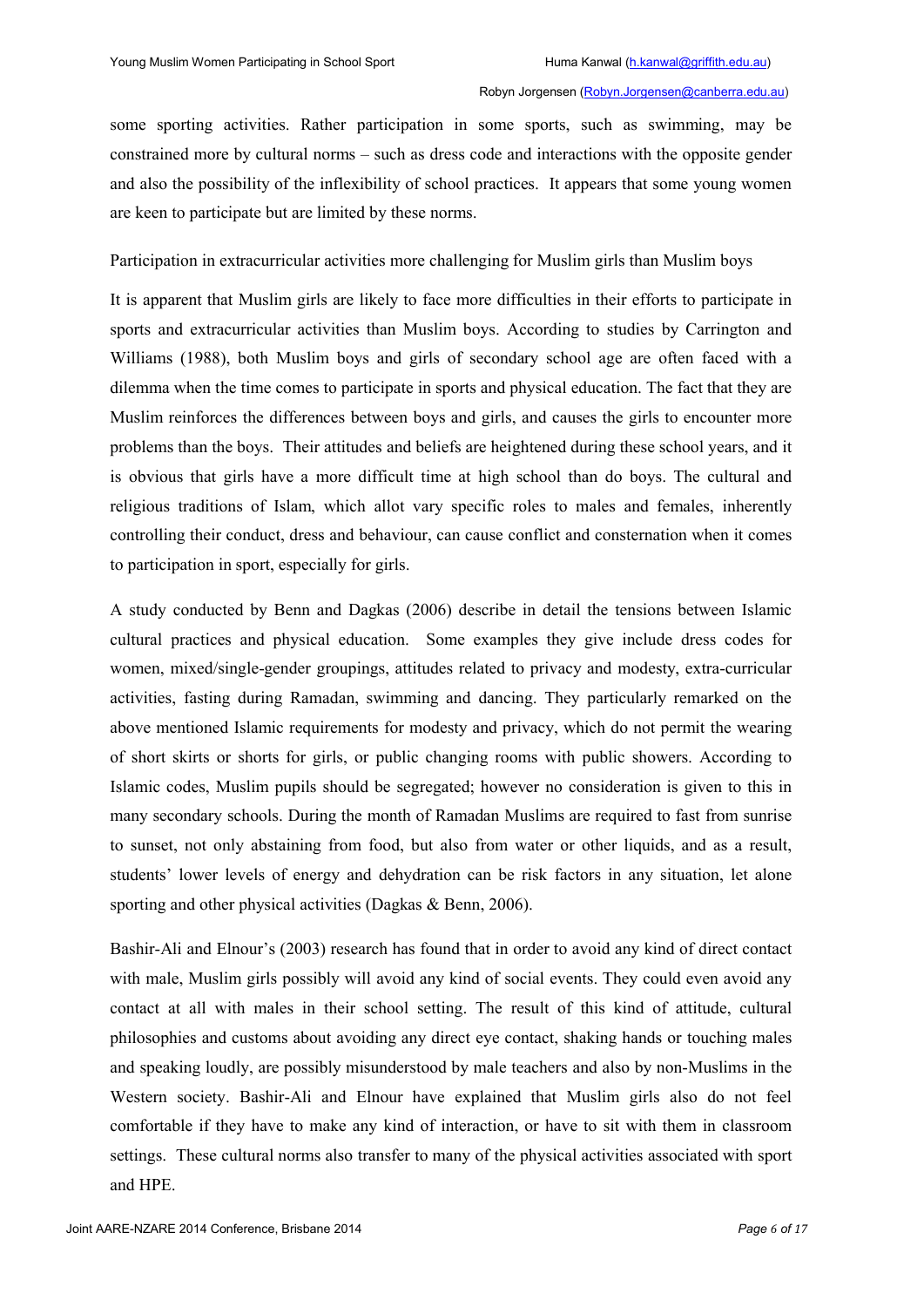some sporting activities. Rather participation in some sports, such as swimming, may be constrained more by cultural norms – such as dress code and interactions with the opposite gender and also the possibility of the inflexibility of school practices. It appears that some young women are keen to participate but are limited by these norms.

### Participation in extracurricular activities more challenging for Muslim girls than Muslim boys

It is apparent that Muslim girls are likely to face more difficulties in their efforts to participate in sports and extracurricular activities than Muslim boys. According to studies by Carrington and Williams (1988), both Muslim boys and girls of secondary school age are often faced with a dilemma when the time comes to participate in sports and physical education. The fact that they are Muslim reinforces the differences between boys and girls, and causes the girls to encounter more problems than the boys. Their attitudes and beliefs are heightened during these school years, and it is obvious that girls have a more difficult time at high school than do boys. The cultural and religious traditions of Islam, which allot vary specific roles to males and females, inherently controlling their conduct, dress and behaviour, can cause conflict and consternation when it comes to participation in sport, especially for girls.

A study conducted by Benn and Dagkas (2006) describe in detail the tensions between Islamic cultural practices and physical education. Some examples they give include dress codes for women, mixed/single-gender groupings, attitudes related to privacy and modesty, extra-curricular activities, fasting during Ramadan, swimming and dancing. They particularly remarked on the above mentioned Islamic requirements for modesty and privacy, which do not permit the wearing of short skirts or shorts for girls, or public changing rooms with public showers. According to Islamic codes, Muslim pupils should be segregated; however no consideration is given to this in many secondary schools. During the month of Ramadan Muslims are required to fast from sunrise to sunset, not only abstaining from food, but also from water or other liquids, and as a result, students' lower levels of energy and dehydration can be risk factors in any situation, let alone sporting and other physical activities (Dagkas & Benn, 2006).

Bashir-Ali and Elnour's (2003) research has found that in order to avoid any kind of direct contact with male, Muslim girls possibly will avoid any kind of social events. They could even avoid any contact at all with males in their school setting. The result of this kind of attitude, cultural philosophies and customs about avoiding any direct eye contact, shaking hands or touching males and speaking loudly, are possibly misunderstood by male teachers and also by non-Muslims in the Western society. Bashir-Ali and Elnour have explained that Muslim girls also do not feel comfortable if they have to make any kind of interaction, or have to sit with them in classroom settings. These cultural norms also transfer to many of the physical activities associated with sport and HPE.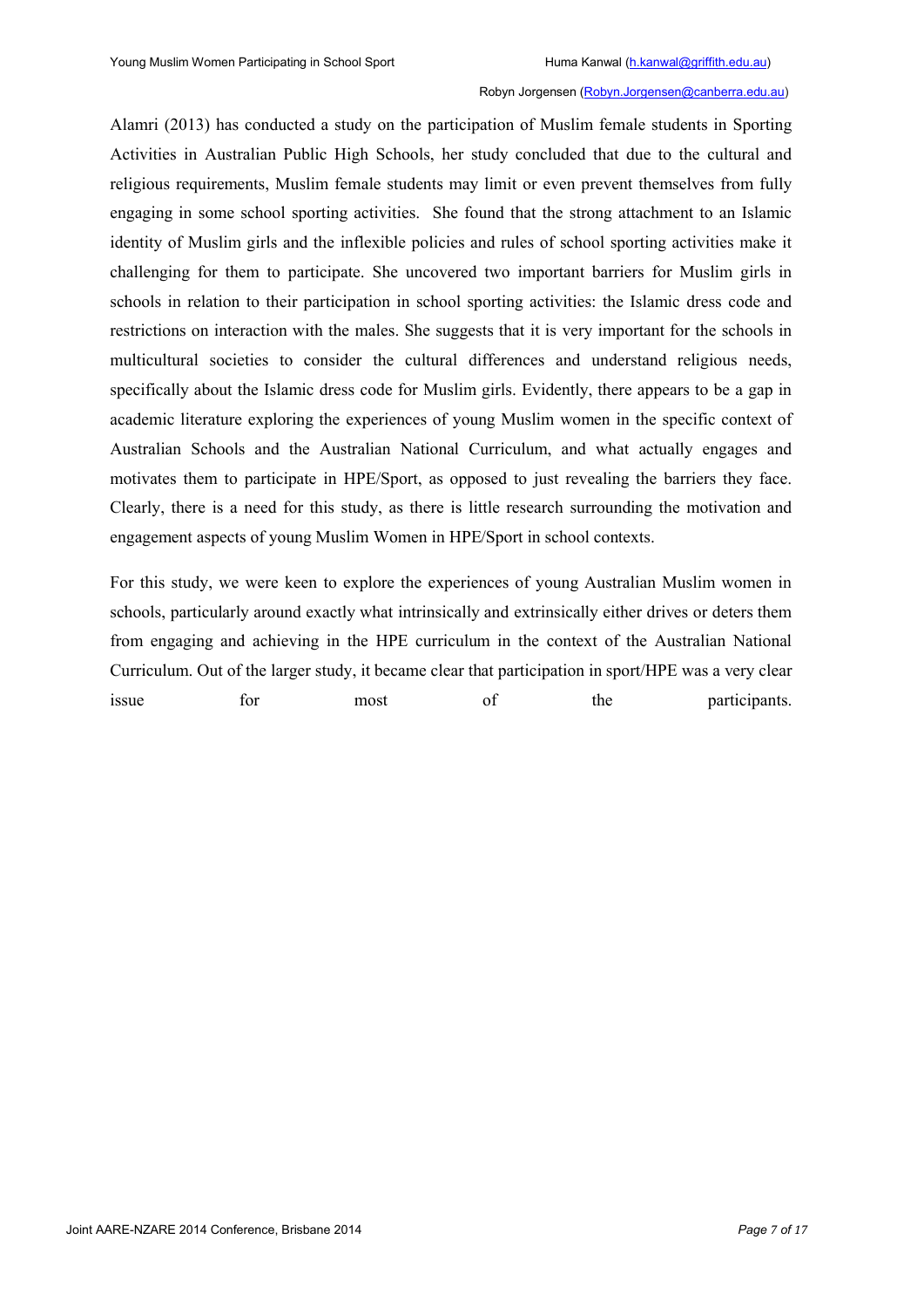Alamri (2013) has conducted a study on the participation of Muslim female students in Sporting Activities in Australian Public High Schools, her study concluded that due to the cultural and religious requirements, Muslim female students may limit or even prevent themselves from fully engaging in some school sporting activities. She found that the strong attachment to an Islamic identity of Muslim girls and the inflexible policies and rules of school sporting activities make it challenging for them to participate. She uncovered two important barriers for Muslim girls in schools in relation to their participation in school sporting activities: the Islamic dress code and restrictions on interaction with the males. She suggests that it is very important for the schools in multicultural societies to consider the cultural differences and understand religious needs, specifically about the Islamic dress code for Muslim girls. Evidently, there appears to be a gap in academic literature exploring the experiences of young Muslim women in the specific context of Australian Schools and the Australian National Curriculum, and what actually engages and motivates them to participate in HPE/Sport, as opposed to just revealing the barriers they face. Clearly, there is a need for this study, as there is little research surrounding the motivation and engagement aspects of young Muslim Women in HPE/Sport in school contexts.

For this study, we were keen to explore the experiences of young Australian Muslim women in schools, particularly around exactly what intrinsically and extrinsically either drives or deters them from engaging and achieving in the HPE curriculum in the context of the Australian National Curriculum. Out of the larger study, it became clear that participation in sport/HPE was a very clear issue for most of the participants.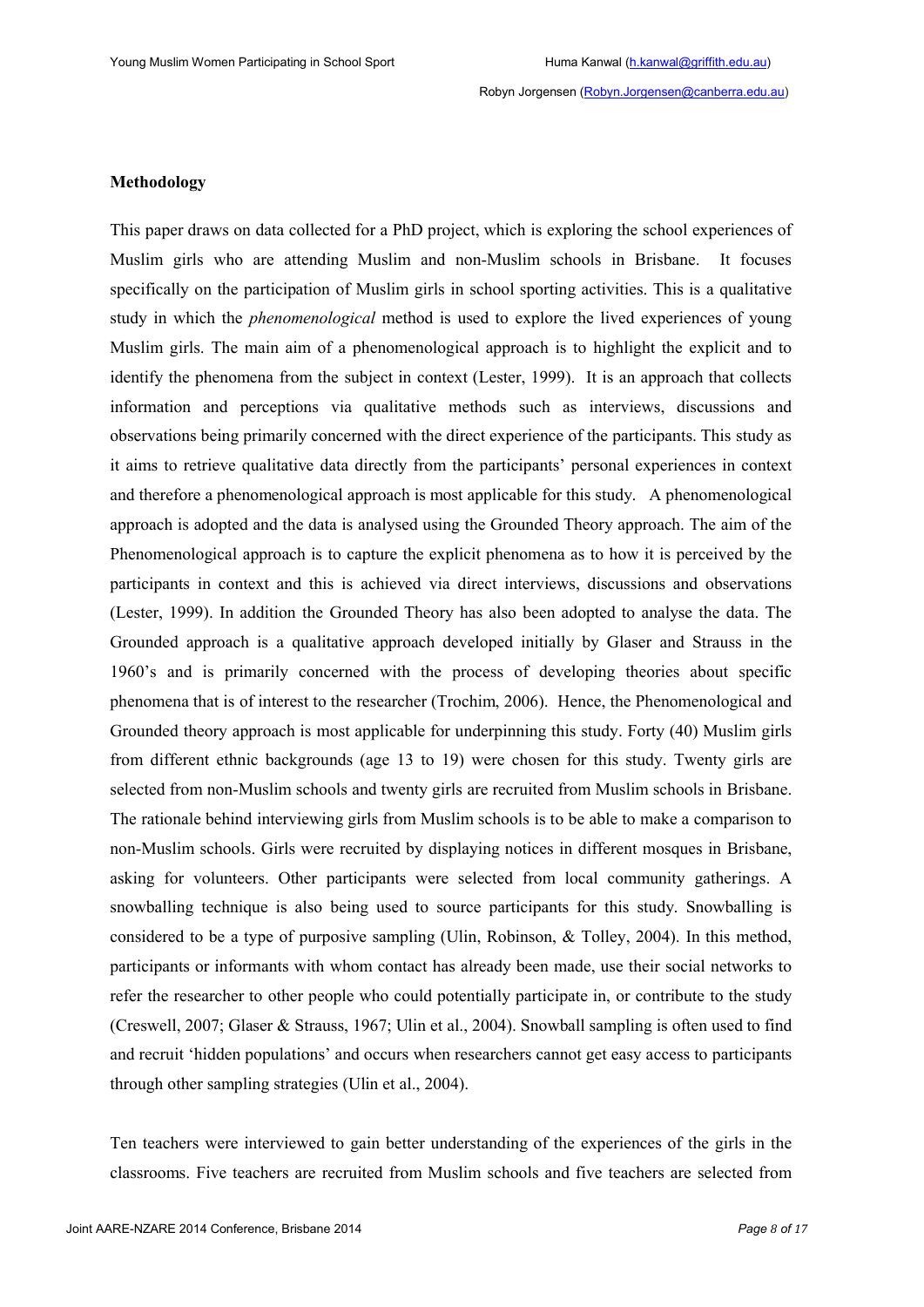**Methodology**

This paper draws on data collected for a PhD project, which is exploring the school experiences of Muslim girls who are attending Muslim and non-Muslim schools in Brisbane. It focuses specifically on the participation of Muslim girls in school sporting activities. This is a qualitative study in which the *phenomenological* method is used to explore the lived experiences of young Muslim girls. The main aim of a phenomenological approach is to highlight the explicit and to identify the phenomena from the subject in context (Lester, 1999). It is an approach that collects information and perceptions via qualitative methods such as interviews, discussions and observations being primarily concerned with the direct experience of the participants. This study as it aims to retrieve qualitative data directly from the participants' personal experiences in context and therefore a phenomenological approach is most applicable for this study. A phenomenological approach is adopted and the data is analysed using the Grounded Theory approach. The aim of the Phenomenological approach is to capture the explicit phenomena as to how it is perceived by the participants in context and this is achieved via direct interviews, discussions and observations (Lester, 1999). In addition the Grounded Theory has also been adopted to analyse the data. The Grounded approach is a qualitative approach developed initially by Glaser and Strauss in the 1960's and is primarily concerned with the process of developing theories about specific phenomena that is of interest to the researcher (Trochim, 2006). Hence, the Phenomenological and Grounded theory approach is most applicable for underpinning this study. Forty (40) Muslim girls from different ethnic backgrounds (age 13 to 19) were chosen for this study. Twenty girls are selected from non-Muslim schools and twenty girls are recruited from Muslim schools in Brisbane. The rationale behind interviewing girls from Muslim schools is to be able to make a comparison to non-Muslim schools. Girls were recruited by displaying notices in different mosques in Brisbane, asking for volunteers. Other participants were selected from local community gatherings. A snowballing technique is also being used to source participants for this study. Snowballing is considered to be a type of purposive sampling (Ulin, Robinson, & Tolley, 2004). In this method, participants or informants with whom contact has already been made, use their social networks to refer the researcher to other people who could potentially participate in, or contribute to the study (Creswell, 2007; Glaser & Strauss, 1967; Ulin et al., 2004). Snowball sampling is often used to find and recruit 'hidden populations' and occurs when researchers cannot get easy access to participants through other sampling strategies (Ulin et al., 2004).

Ten teachers were interviewed to gain better understanding of the experiences of the girls in the classrooms. Five teachers are recruited from Muslim schools and five teachers are selected from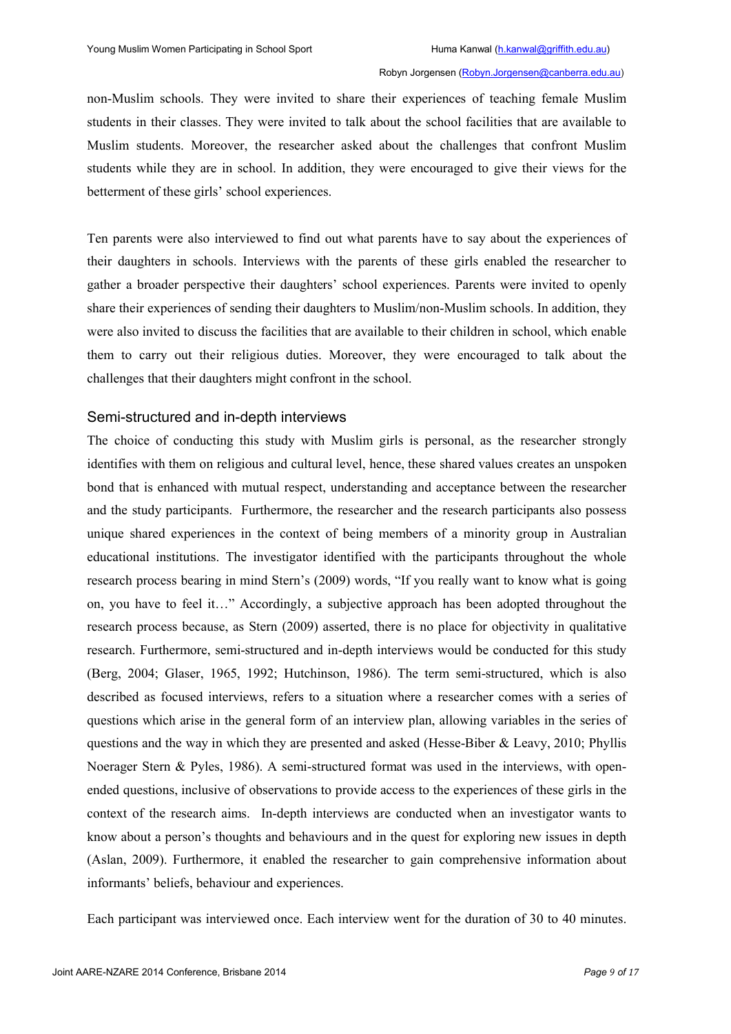non-Muslim schools. They were invited to share their experiences of teaching female Muslim students in their classes. They were invited to talk about the school facilities that are available to Muslim students. Moreover, the researcher asked about the challenges that confront Muslim students while they are in school. In addition, they were encouraged to give their views for the betterment of these girls' school experiences.

Ten parents were also interviewed to find out what parents have to say about the experiences of their daughters in schools. Interviews with the parents of these girls enabled the researcher to gather a broader perspective their daughters' school experiences. Parents were invited to openly share their experiences of sending their daughters to Muslim/non-Muslim schools. In addition, they were also invited to discuss the facilities that are available to their children in school, which enable them to carry out their religious duties. Moreover, they were encouraged to talk about the challenges that their daughters might confront in the school.

## Semi-structured and in-depth interviews

The choice of conducting this study with Muslim girls is personal, as the researcher strongly identifies with them on religious and cultural level, hence, these shared values creates an unspoken bond that is enhanced with mutual respect, understanding and acceptance between the researcher and the study participants. Furthermore, the researcher and the research participants also possess unique shared experiences in the context of being members of a minority group in Australian educational institutions. The investigator identified with the participants throughout the whole research process bearing in mind Stern's (2009) words, "If you really want to know what is going on, you have to feel it…" Accordingly, a subjective approach has been adopted throughout the research process because, as Stern (2009) asserted, there is no place for objectivity in qualitative research. Furthermore, semi-structured and in-depth interviews would be conducted for this study (Berg, 2004; Glaser, 1965, 1992; Hutchinson, 1986). The term semi-structured, which is also described as focused interviews, refers to a situation where a researcher comes with a series of questions which arise in the general form of an interview plan, allowing variables in the series of questions and the way in which they are presented and asked (Hesse-Biber & Leavy, 2010; Phyllis Noerager Stern & Pyles, 1986). A semi-structured format was used in the interviews, with open-ended questions, inclusive of observations to provide access to the experiences of these girls in the context of the research aims. In-depth interviews are conducted when an investigator wants to know about a person's thoughts and behaviours and in the quest for exploring new issues in depth (Aslan, 2009). Furthermore, it enabled the researcher to gain comprehensive information about informants' beliefs, behaviour and experiences.

Each participant was interviewed once. Each interview went for the duration of 30 to 40 minutes.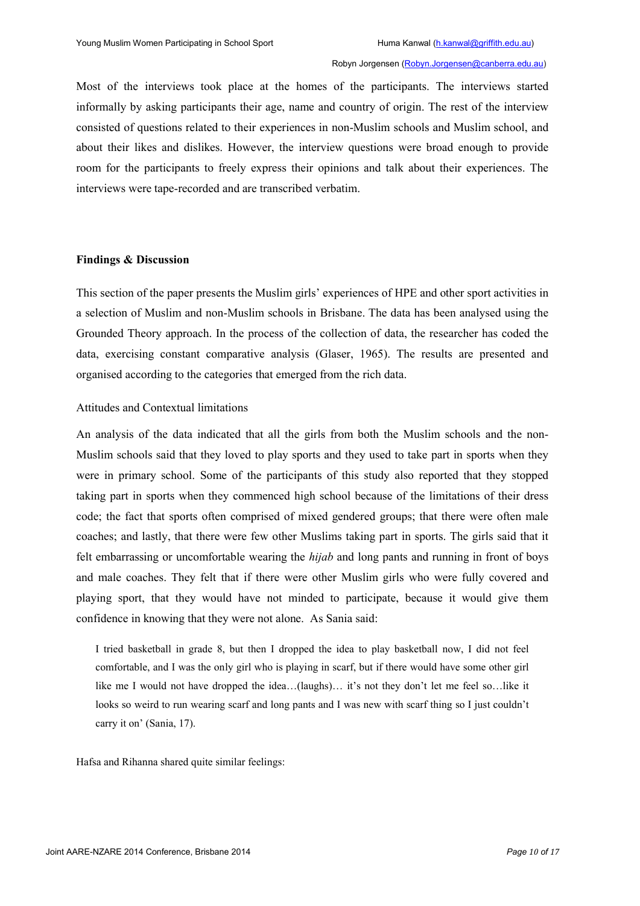Most of the interviews took place at the homes of the participants. The interviews started informally by asking participants their age, name and country of origin. The rest of the interview consisted of questions related to their experiences in non-Muslim schools and Muslim school, and about their likes and dislikes. However, the interview questions were broad enough to provide room for the participants to freely express their opinions and talk about their experiences. The interviews were tape-recorded and are transcribed verbatim.

## Findings & Discussion

This section of the paper presents the Muslim girls' experiences of HPE and other sport activities in a selection of Muslim and non-Muslim schools in Brisbane. The data has been analysed using the Grounded Theory approach. In the process of the collection of data, the researcher has coded the data, exercising constant comparative analysis (Glaser, 1965). The results are presented and organised according to the categories that emerged from the rich data.

### Attitudes and Contextual limitations

An analysis of the data indicated that all the girls from both the Muslim schools and the non-Muslim schools said that they loved to play sports and they used to take part in sports when they were in primary school. Some of the participants of this study also reported that they stopped taking part in sports when they commenced high school because of the limitations of their dress code; the fact that sports often comprised of mixed gendered groups; that there were often male coaches; and lastly, that there were few other Muslims taking part in sports. The girls said that it felt embarrassing or uncomfortable wearing the *hijab* and long pants and running in front of boys and male coaches. They felt that if there were other Muslim girls who were fully covered and playing sport, that they would have not minded to participate, because it would give them confidence in knowing that they were not alone. As Sania said:

> I tried basketball in grade 8, but then I dropped the idea to play basketball now, I did not feel comfortable, and I was the only girl who is playing in scarf, but if there would have some other girl like me I would not have dropped the idea…(laughs)… it's not they don't let me feel so…like it looks so weird to run wearing scarf and long pants and I was new with scarf thing so I just couldn't carry it on' (Sania, 17).

Hafsa and Rihanna shared quite similar feelings: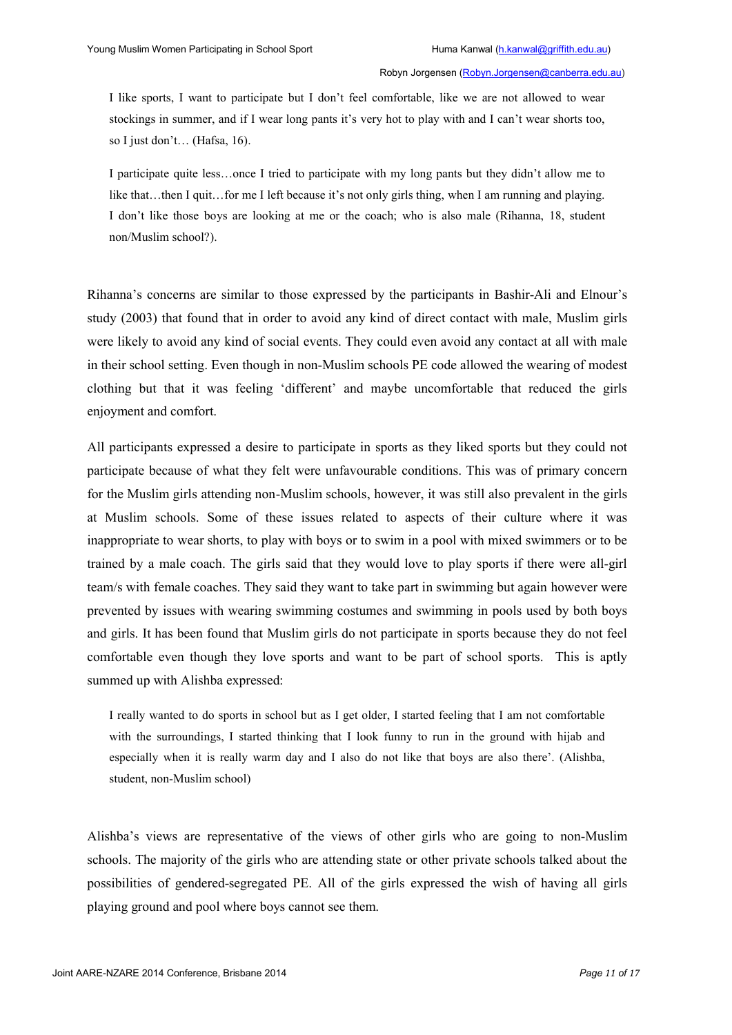> I like sports, I want to participate but I don't feel comfortable, like we are not allowed to wear stockings in summer, and if I wear long pants it's very hot to play with and I can't wear shorts too, so I just don't… (Hafsa, 16).

> I participate quite less…once I tried to participate with my long pants but they didn't allow me to like that…then I quit…for me I left because it's not only girls thing, when I am running and playing. I don't like those boys are looking at me or the coach; who is also male (Rihanna, 18, student non/Muslim school?).

Rihanna's concerns are similar to those expressed by the participants in Bashir-Ali and Elnour's study (2003) that found that in order to avoid any kind of direct contact with male, Muslim girls were likely to avoid any kind of social events. They could even avoid any contact at all with male in their school setting. Even though in non-Muslim schools PE code allowed the wearing of modest clothing but that it was feeling 'different' and maybe uncomfortable that reduced the girls enjoyment and comfort.

All participants expressed a desire to participate in sports as they liked sports but they could not participate because of what they felt were unfavourable conditions. This was of primary concern for the Muslim girls attending non-Muslim schools, however, it was still also prevalent in the girls at Muslim schools. Some of these issues related to aspects of their culture where it was inappropriate to wear shorts, to play with boys or to swim in a pool with mixed swimmers or to be trained by a male coach. The girls said that they would love to play sports if there were all-girl team/s with female coaches. They said they want to take part in swimming but again however were prevented by issues with wearing swimming costumes and swimming in pools used by both boys and girls. It has been found that Muslim girls do not participate in sports because they do not feel comfortable even though they love sports and want to be part of school sports. This is aptly summed up with Alishba expressed:

> I really wanted to do sports in school but as I get older, I started feeling that I am not comfortable with the surroundings, I started thinking that I look funny to run in the ground with hijab and especially when it is really warm day and I also do not like that boys are also there'. (Alishba, student, non-Muslim school)

Alishba's views are representative of the views of other girls who are going to non-Muslim schools. The majority of the girls who are attending state or other private schools talked about the possibilities of gendered-segregated PE. All of the girls expressed the wish of having all girls playing ground and pool where boys cannot see them.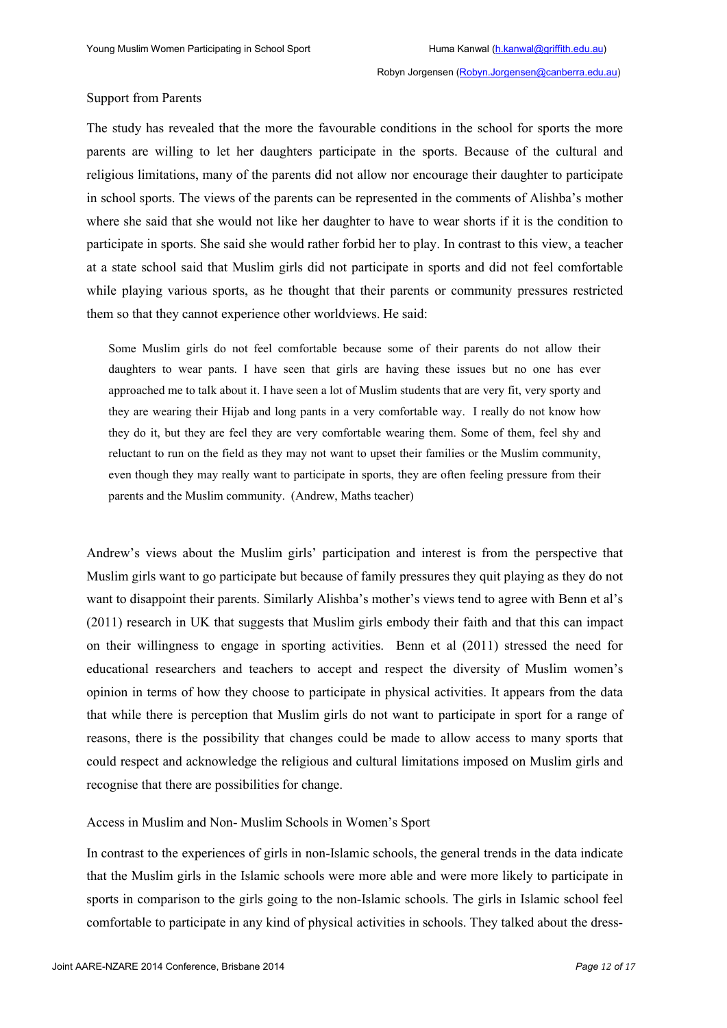Support from Parents

The study has revealed that the more the favourable conditions in the school for sports the more parents are willing to let her daughters participate in the sports. Because of the cultural and religious limitations, many of the parents did not allow nor encourage their daughter to participate in school sports. The views of the parents can be represented in the comments of Alishba's mother where she said that she would not like her daughter to have to wear shorts if it is the condition to participate in sports. She said she would rather forbid her to play. In contrast to this view, a teacher at a state school said that Muslim girls did not participate in sports and did not feel comfortable while playing various sports, as he thought that their parents or community pressures restricted them so that they cannot experience other worldviews. He said:

> Some Muslim girls do not feel comfortable because some of their parents do not allow their daughters to wear pants. I have seen that girls are having these issues but no one has ever approached me to talk about it. I have seen a lot of Muslim students that are very fit, very sporty and they are wearing their Hijab and long pants in a very comfortable way. I really do not know how they do it, but they are feel they are very comfortable wearing them. Some of them, feel shy and reluctant to run on the field as they may not want to upset their families or the Muslim community, even though they may really want to participate in sports, they are often feeling pressure from their parents and the Muslim community. (Andrew, Maths teacher)

Andrew's views about the Muslim girls' participation and interest is from the perspective that Muslim girls want to go participate but because of family pressures they quit playing as they do not want to disappoint their parents. Similarly Alishba's mother's views tend to agree with Benn et al's (2011) research in UK that suggests that Muslim girls embody their faith and that this can impact on their willingness to engage in sporting activities. Benn et al (2011) stressed the need for educational researchers and teachers to accept and respect the diversity of Muslim women's opinion in terms of how they choose to participate in physical activities. It appears from the data that while there is perception that Muslim girls do not want to participate in sport for a range of reasons, there is the possibility that changes could be made to allow access to many sports that could respect and acknowledge the religious and cultural limitations imposed on Muslim girls and recognise that there are possibilities for change.

Access in Muslim and Non- Muslim Schools in Women's Sport

In contrast to the experiences of girls in non-Islamic schools, the general trends in the data indicate that the Muslim girls in the Islamic schools were more able and were more likely to participate in sports in comparison to the girls going to the non-Islamic schools. The girls in Islamic school feel comfortable to participate in any kind of physical activities in schools. They talked about the dress-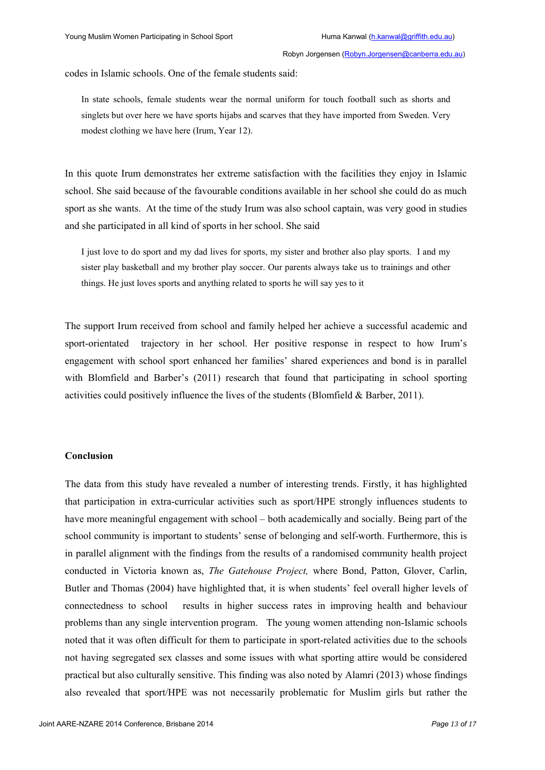codes in Islamic schools. One of the female students said:

> In state schools, female students wear the normal uniform for touch football such as shorts and singlets but over here we have sports hijabs and scarves that they have imported from Sweden. Very modest clothing we have here (Irum, Year 12).

In this quote Irum demonstrates her extreme satisfaction with the facilities they enjoy in Islamic school. She said because of the favourable conditions available in her school she could do as much sport as she wants. At the time of the study Irum was also school captain, was very good in studies and she participated in all kind of sports in her school. She said

> I just love to do sport and my dad lives for sports, my sister and brother also play sports. I and my sister play basketball and my brother play soccer. Our parents always take us to trainings and other things. He just loves sports and anything related to sports he will say yes to it

The support Irum received from school and family helped her achieve a successful academic and sport-orientated trajectory in her school. Her positive response in respect to how Irum's engagement with school sport enhanced her families' shared experiences and bond is in parallel with Blomfield and Barber's (2011) research that found that participating in school sporting activities could positively influence the lives of the students (Blomfield & Barber, 2011).

## Conclusion

The data from this study have revealed a number of interesting trends. Firstly, it has highlighted that participation in extra-curricular activities such as sport/HPE strongly influences students to have more meaningful engagement with school – both academically and socially. Being part of the school community is important to students' sense of belonging and self-worth. Furthermore, this is in parallel alignment with the findings from the results of a randomised community health project conducted in Victoria known as, *The Gatehouse Project,* where Bond, Patton, Glover, Carlin, Butler and Thomas (2004) have highlighted that, it is when students' feel overall higher levels of connectedness to school results in higher success rates in improving health and behaviour problems than any single intervention program. The young women attending non-Islamic schools noted that it was often difficult for them to participate in sport-related activities due to the schools not having segregated sex classes and some issues with what sporting attire would be considered practical but also culturally sensitive. This finding was also noted by Alamri (2013) whose findings also revealed that sport/HPE was not necessarily problematic for Muslim girls but rather the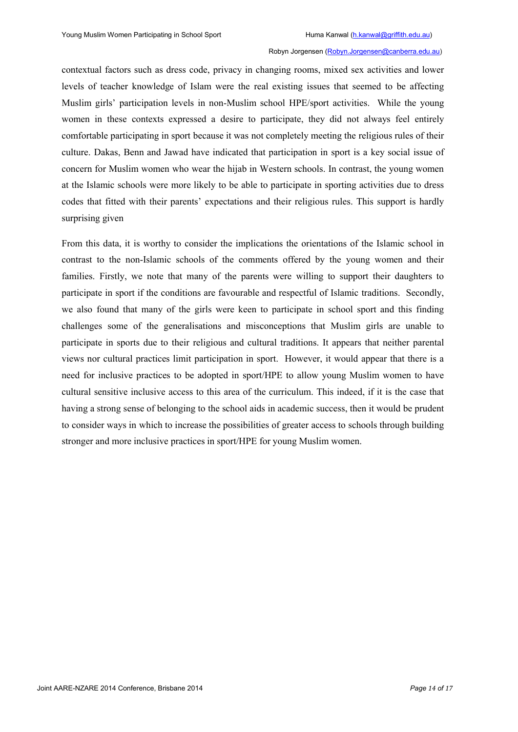contextual factors such as dress code, privacy in changing rooms, mixed sex activities and lower levels of teacher knowledge of Islam were the real existing issues that seemed to be affecting Muslim girls' participation levels in non-Muslim school HPE/sport activities. While the young women in these contexts expressed a desire to participate, they did not always feel entirely comfortable participating in sport because it was not completely meeting the religious rules of their culture. Dakas, Benn and Jawad have indicated that participation in sport is a key social issue of concern for Muslim women who wear the hijab in Western schools. In contrast, the young women at the Islamic schools were more likely to be able to participate in sporting activities due to dress codes that fitted with their parents' expectations and their religious rules. This support is hardly surprising given

From this data, it is worthy to consider the implications the orientations of the Islamic school in contrast to the non-Islamic schools of the comments offered by the young women and their families. Firstly, we note that many of the parents were willing to support their daughters to participate in sport if the conditions are favourable and respectful of Islamic traditions. Secondly, we also found that many of the girls were keen to participate in school sport and this finding challenges some of the generalisations and misconceptions that Muslim girls are unable to participate in sports due to their religious and cultural traditions. It appears that neither parental views nor cultural practices limit participation in sport. However, it would appear that there is a need for inclusive practices to be adopted in sport/HPE to allow young Muslim women to have cultural sensitive inclusive access to this area of the curriculum. This indeed, if it is the case that having a strong sense of belonging to the school aids in academic success, then it would be prudent to consider ways in which to increase the possibilities of greater access to schools through building stronger and more inclusive practices in sport/HPE for young Muslim women.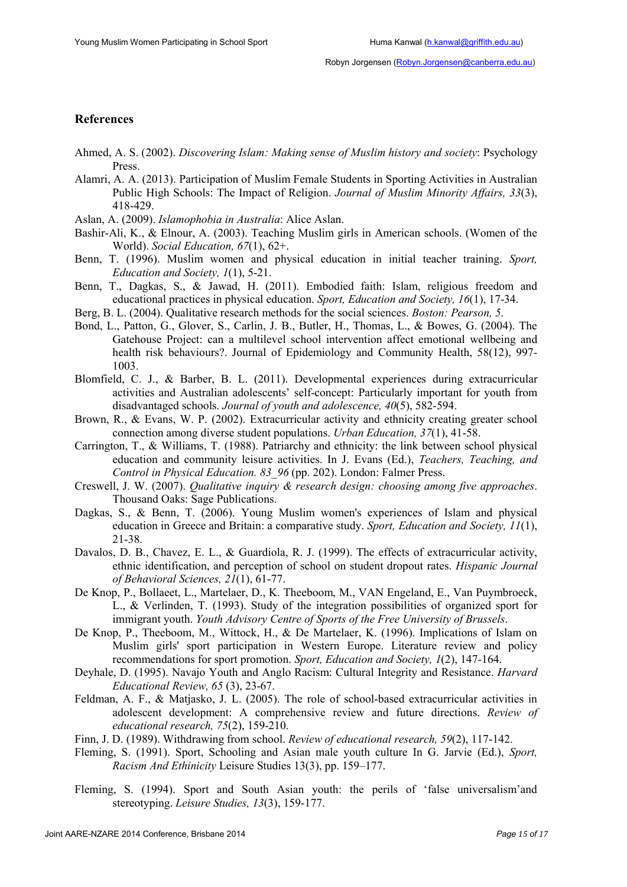## References

Ahmed, A. S. (2002). *Discovering Islam: Making sense of Muslim history and society*: Psychology Press.

Alamri, A. A. (2013). Participation of Muslim Female Students in Sporting Activities in Australian Public High Schools: The Impact of Religion. *Journal of Muslim Minority Affairs, 33*(3), 418-429.

Aslan, A. (2009). *Islamophobia in Australia*: Alice Aslan.

Bashir-Ali, K., & Elnour, A. (2003). Teaching Muslim girls in American schools. (Women of the World). *Social Education, 67*(1), 62+.

Benn, T. (1996). Muslim women and physical education in initial teacher training. *Sport, Education and Society, 1*(1), 5-21.

Benn, T., Dagkas, S., & Jawad, H. (2011). Embodied faith: Islam, religious freedom and educational practices in physical education. *Sport, Education and Society, 16*(1), 17-34.

Berg, B. L. (2004). Qualitative research methods for the social sciences. *Boston: Pearson, 5*.

Bond, L., Patton, G., Glover, S., Carlin, J. B., Butler, H., Thomas, L., & Bowes, G. (2004). The Gatehouse Project: can a multilevel school intervention affect emotional wellbeing and health risk behaviours?. Journal of Epidemiology and Community Health, 58(12), 997-1003.

Blomfield, C. J., & Barber, B. L. (2011). Developmental experiences during extracurricular activities and Australian adolescents' self-concept: Particularly important for youth from disadvantaged schools. *Journal of youth and adolescence, 40*(5), 582-594.

Brown, R., & Evans, W. P. (2002). Extracurricular activity and ethnicity creating greater school connection among diverse student populations. *Urban Education, 37*(1), 41-58.

Carrington, T., & Williams, T. (1988). Patriarchy and ethnicity: the link between school physical education and community leisure activities. In J. Evans (Ed.), *Teachers, Teaching, and Control in Physical Education. 83_96* (pp. 202). London: Falmer Press.

Creswell, J. W. (2007). *Qualitative inquiry & research design: choosing among five approaches*. Thousand Oaks: Sage Publications.

Dagkas, S., & Benn, T. (2006). Young Muslim women's experiences of Islam and physical education in Greece and Britain: a comparative study. *Sport, Education and Society, 11*(1), 21-38.

Davalos, D. B., Chavez, E. L., & Guardiola, R. J. (1999). The effects of extracurricular activity, ethnic identification, and perception of school on student dropout rates. *Hispanic Journal of Behavioral Sciences, 21*(1), 61-77.

De Knop, P., Bollaeet, L., Martelaer, D., K. Theeboom, M., VAN Engeland, E., Van Puymbroeck, L., & Verlinden, T. (1993). Study of the integration possibilities of organized sport for immigrant youth. *Youth Advisory Centre of Sports of the Free University of Brussels*.

De Knop, P., Theeboom, M., Wittock, H., & De Martelaer, K. (1996). Implications of Islam on Muslim girls' sport participation in Western Europe. Literature review and policy recommendations for sport promotion. *Sport, Education and Society, 1*(2), 147-164.

Deyhale, D. (1995). Navajo Youth and Anglo Racism: Cultural Integrity and Resistance. *Harvard Educational Review, 65* (3), 23-67.

Feldman, A. F., & Matjasko, J. L. (2005). The role of school-based extracurricular activities in adolescent development: A comprehensive review and future directions. *Review of educational research, 75*(2), 159-210.

Finn, J. D. (1989). Withdrawing from school. *Review of educational research, 59*(2), 117-142.

Fleming, S. (1991). Sport, Schooling and Asian male youth culture In G. Jarvie (Ed.), *Sport, Racism And Ethnicity* Leisure Studies 13(3), pp. 159–177.

Fleming, S. (1994). Sport and South Asian youth: the perils of 'false universalism'and stereotyping. *Leisure Studies, 13*(3), 159-177.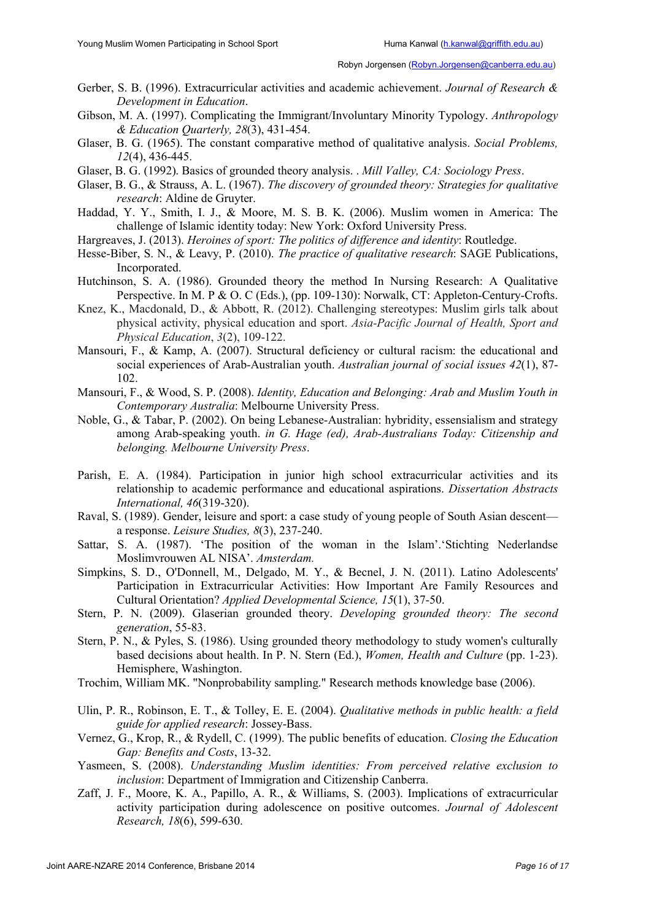Gerber, S. B. (1996). Extracurricular activities and academic achievement. *Journal of Research & Development in Education*.

Gibson, M. A. (1997). Complicating the Immigrant/Involuntary Minority Typology. *Anthropology & Education Quarterly, 28*(3), 431-454.

Glaser, B. G. (1965). The constant comparative method of qualitative analysis. *Social Problems, 12*(4), 436-445.

Glaser, B. G. (1992). Basics of grounded theory analysis. . *Mill Valley, CA: Sociology Press*.

Glaser, B. G., & Strauss, A. L. (1967). *The discovery of grounded theory: Strategies for qualitative research*: Aldine de Gruyter.

Haddad, Y. Y., Smith, I. J., & Moore, M. S. B. K. (2006). Muslim women in America: The challenge of Islamic identity today: New York: Oxford University Press.

Hargreaves, J. (2013). *Heroines of sport: The politics of difference and identity*: Routledge.

Hesse-Biber, S. N., & Leavy, P. (2010). *The practice of qualitative research*: SAGE Publications, Incorporated.

Hutchinson, S. A. (1986). Grounded theory the method In Nursing Research: A Qualitative Perspective. In M. P & O. C (Eds.), (pp. 109-130): Norwalk, CT: Appleton-Century-Crofts.

Knez, K., Macdonald, D., & Abbott, R. (2012). Challenging stereotypes: Muslim girls talk about physical activity, physical education and sport. *Asia-Pacific Journal of Health, Sport and Physical Education*, *3*(2), 109-122.

Mansouri, F., & Kamp, A. (2007). Structural deficiency or cultural racism: the educational and social experiences of Arab-Australian youth. *Australian journal of social issues 42*(1), 87-102.

Mansouri, F., & Wood, S. P. (2008). *Identity, Education and Belonging: Arab and Muslim Youth in Contemporary Australia*: Melbourne University Press.

Noble, G., & Tabar, P. (2002). On being Lebanese-Australian: hybridity, essensialism and strategy among Arab-speaking youth. *in G. Hage (ed), Arab-Australians Today: Citizenship and belonging. Melbourne University Press*.

Parish, E. A. (1984). Participation in junior high school extracurricular activities and its relationship to academic performance and educational aspirations. *Dissertation Abstracts International, 46*(319-320).

Raval, S. (1989). Gender, leisure and sport: a case study of young people of South Asian descent—a response. *Leisure Studies, 8*(3), 237-240.

Sattar, S. A. (1987). 'The position of the woman in the Islam'.'Stichting Nederlandse Moslimvrouwen AL NISA'. *Amsterdam.*

Simpkins, S. D., O'Donnell, M., Delgado, M. Y., & Becnel, J. N. (2011). Latino Adolescents' Participation in Extracurricular Activities: How Important Are Family Resources and Cultural Orientation? *Applied Developmental Science, 15*(1), 37-50.

Stern, P. N. (2009). Glaserian grounded theory. *Developing grounded theory: The second generation*, 55-83.

Stern, P. N., & Pyles, S. (1986). Using grounded theory methodology to study women's culturally based decisions about health. In P. N. Stern (Ed.), *Women, Health and Culture* (pp. 1-23). Hemisphere, Washington.

Trochim, William MK. "Nonprobability sampling." Research methods knowledge base (2006).

Ulin, P. R., Robinson, E. T., & Tolley, E. E. (2004). *Qualitative methods in public health: a field guide for applied research*: Jossey-Bass.

Vernez, G., Krop, R., & Rydell, C. (1999). The public benefits of education. *Closing the Education Gap: Benefits and Costs*, 13-32.

Yasmeen, S. (2008). *Understanding Muslim identities: From perceived relative exclusion to inclusion*: Department of Immigration and Citizenship Canberra.

Zaff, J. F., Moore, K. A., Papillo, A. R., & Williams, S. (2003). Implications of extracurricular activity participation during adolescence on positive outcomes. *Journal of Adolescent Research, 18*(6), 599-630.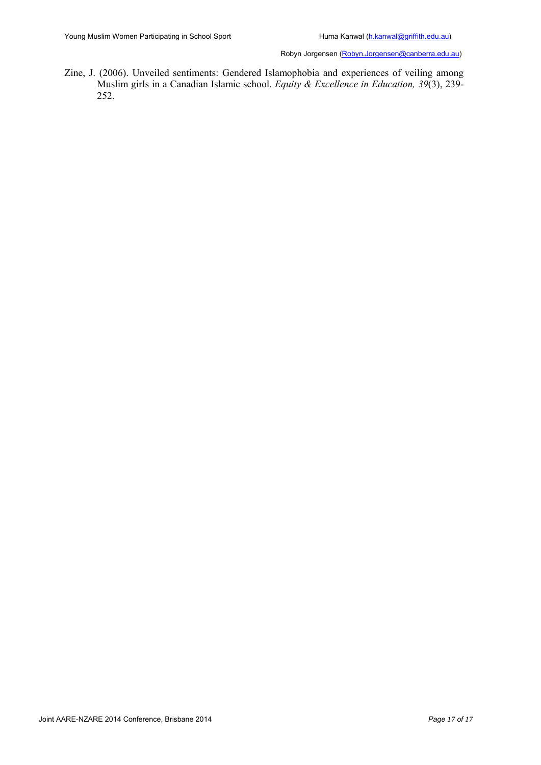Zine, J. (2006). Unveiled sentiments: Gendered Islamophobia and experiences of veiling among Muslim girls in a Canadian Islamic school. *Equity & Excellence in Education, 39*(3), 239-252.